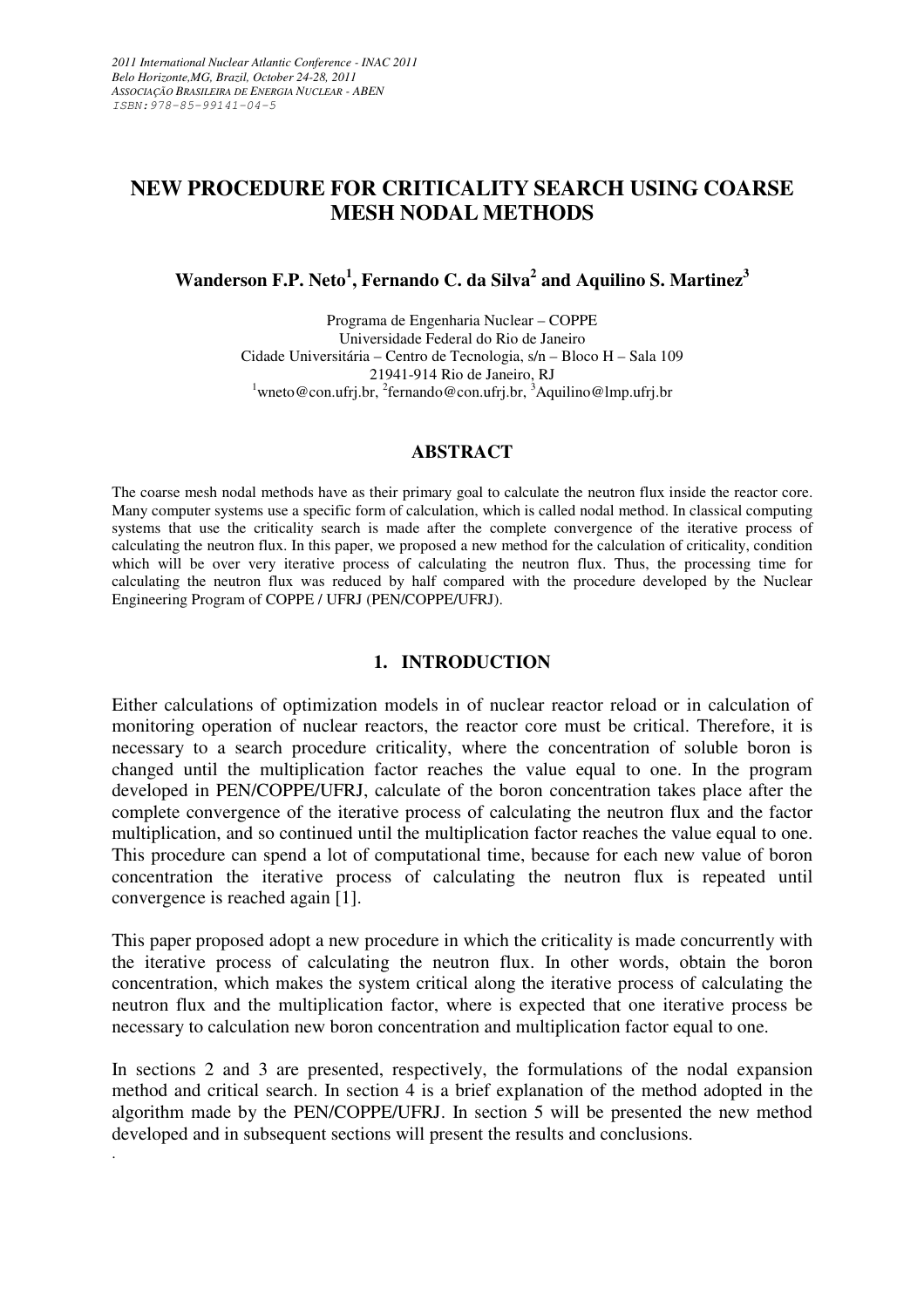# NEW PROCEDURE FOR CRITICALITY SEARCH USING COARSE MESH NODAL METHODS

**Wanderson F.P. Neto[1], Fernando C. da Silva[2] and Aquilino S. Martinez[3]**

Programa de Engenharia Nuclear – COPPE
Universidade Federal do Rio de Janeiro
Cidade Universitária – Centro de Tecnologia, s/n – Bloco H – Sala 109
21941-914 Rio de Janeiro, RJ
[1]wneto@con.ufrj.br, [2]fernando@con.ufrj.br, [3]Aquilino@lmp.ufrj.br

## ABSTRACT

The coarse mesh nodal methods have as their primary goal to calculate the neutron flux inside the reactor core. Many computer systems use a specific form of calculation, which is called nodal method. In classical computing systems that use the criticality search is made after the complete convergence of the iterative process of calculating the neutron flux. In this paper, we proposed a new method for the calculation of criticality, condition which will be over very iterative process of calculating the neutron flux. Thus, the processing time for calculating the neutron flux was reduced by half compared with the procedure developed by the Nuclear Engineering Program of COPPE / UFRJ (PEN/COPPE/UFRJ).

## 1. INTRODUCTION

Either calculations of optimization models in of nuclear reactor reload or in calculation of monitoring operation of nuclear reactors, the reactor core must be critical. Therefore, it is necessary to a search procedure criticality, where the concentration of soluble boron is changed until the multiplication factor reaches the value equal to one. In the program developed in PEN/COPPE/UFRJ, calculate of the boron concentration takes place after the complete convergence of the iterative process of calculating the neutron flux and the factor multiplication, and so continued until the multiplication factor reaches the value equal to one. This procedure can spend a lot of computational time, because for each new value of boron concentration the iterative process of calculating the neutron flux is repeated until convergence is reached again [1].

This paper proposed adopt a new procedure in which the criticality is made concurrently with the iterative process of calculating the neutron flux. In other words, obtain the boron concentration, which makes the system critical along the iterative process of calculating the neutron flux and the multiplication factor, where is expected that one iterative process be necessary to calculation new boron concentration and multiplication factor equal to one.

In sections 2 and 3 are presented, respectively, the formulations of the nodal expansion method and critical search. In section 4 is a brief explanation of the method adopted in the algorithm made by the PEN/COPPE/UFRJ. In section 5 will be presented the new method developed and in subsequent sections will present the results and conclusions.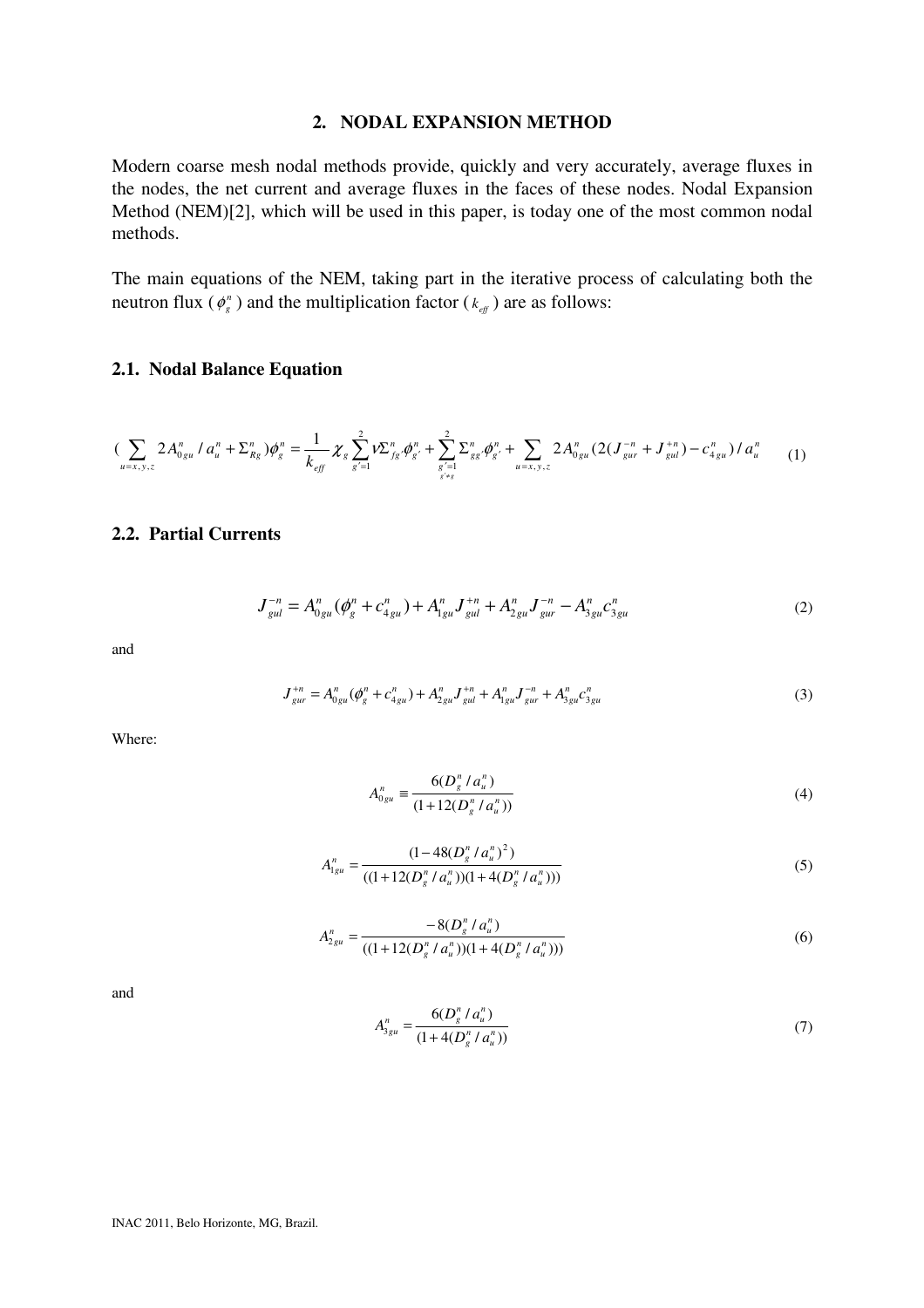## 2. NODAL EXPANSION METHOD

Modern coarse mesh nodal methods provide, quickly and very accurately, average fluxes in the nodes, the net current and average fluxes in the faces of these nodes. Nodal Expansion Method (NEM)[2], which will be used in this paper, is today one of the most common nodal methods.

The main equations of the NEM, taking part in the iterative process of calculating both the neutron flux ($\phi_g^n$) and the multiplication factor ($k_{eff}$) are as follows:

### 2.1. Nodal Balance Equation

$$\left(\sum_{u=x,y,z} 2A_{0gu}^n / a_u^n + \Sigma_{Rg}^n\right)\phi_g^n = \frac{1}{k_{eff}}\chi_g \sum_{g'=1}^{2} \nu\Sigma_{fg'}^n \phi_{g'}^n + \sum_{\substack{g'=1 \\ g'\neq g}}^{2} \Sigma_{gg'}^n \phi_{g'}^n + \sum_{u=x,y,z} 2A_{0gu}^n \left(2(J_{gur}^{-n} + J_{gul}^{+n}) - c_{4gu}^n\right)/a_u^n \tag{1}$$

### 2.2. Partial Currents

$$J_{gul}^{-n} = A_{0gu}^n(\phi_g^n + c_{4gu}^n) + A_{1gu}^n J_{gul}^{+n} + A_{2gu}^n J_{gur}^{-n} - A_{3gu}^n c_{3gu}^n \tag{2}$$

and

$$J_{gur}^{+n} = A_{0gu}^n(\phi_g^n + c_{4gu}^n) + A_{2gu}^n J_{gul}^{+n} + A_{1gu}^n J_{gur}^{-n} + A_{3gu}^n c_{3gu}^n \tag{3}$$

Where:

$$A_{0gu}^n \equiv \frac{6(D_g^n / a_u^n)}{(1 + 12(D_g^n / a_u^n))} \tag{4}$$

$$A_{1gu}^n = \frac{(1 - 48(D_g^n / a_u^n)^2)}{((1 + 12(D_g^n / a_u^n))(1 + 4(D_g^n / a_u^n)))} \tag{5}$$

$$A_{2gu}^n = \frac{-8(D_g^n / a_u^n)}{((1 + 12(D_g^n / a_u^n))(1 + 4(D_g^n / a_u^n)))} \tag{6}$$

and

$$A_{3gu}^n = \frac{6(D_g^n / a_u^n)}{(1 + 4(D_g^n / a_u^n))} \tag{7}$$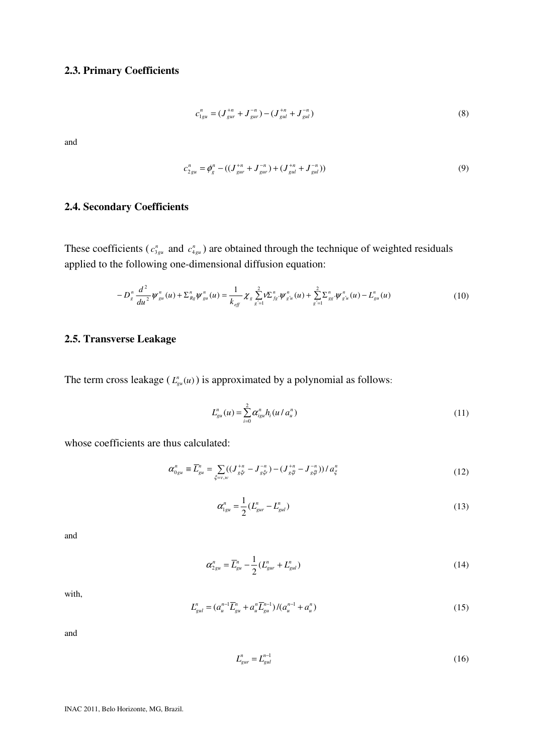### 2.3. Primary Coefficients

$$c_{1gu}^{n} = (J_{gur}^{+n} + J_{gur}^{-n}) - (J_{gul}^{+n} + J_{gul}^{-n}) \tag{8}$$

and

$$c_{2gu}^{n} = \phi_{g}^{n} - ((J_{gur}^{+n} + J_{gur}^{-n}) + (J_{gul}^{+n} + J_{gul}^{-n})) \tag{9}$$

### 2.4. Secondary Coefficients

These coefficients ($c_{3gu}^{n}$ and $c_{4gu}^{n}$) are obtained through the technique of weighted residuals applied to the following one-dimensional diffusion equation:

$$-D_{g}^{n}\frac{d^{2}}{du^{2}}\psi_{gu}^{n}(u) + \Sigma_{Rg}^{n}\psi_{gu}^{n}(u) = \frac{1}{k_{eff}}\chi_{g}\sum_{g'=1}^{2}\nu\Sigma_{fg'}^{n}\psi_{g'u}^{n}(u) + \sum_{g'=1}^{2}\Sigma_{gg'}^{n}\psi_{g'u}^{n}(u) - L_{gu}^{n}(u) \tag{10}$$

### 2.5. Transverse Leakage

The term cross leakage ($L_{gu}^{n}(u)$) is approximated by a polynomial as follows:

$$L_{gu}^{n}(u) = \sum_{i=0}^{2}\alpha_{igu}^{n}h_{i}(u/a_{u}^{n}) \tag{11}$$

whose coefficients are thus calculated:

$$\alpha_{0gu}^{n} \equiv \overline{L}_{gu}^{n} = \sum_{\xi=v,w}((J_{g\xi r}^{+n} - J_{g\xi r}^{-n}) - (J_{g\xi l}^{+n} - J_{g\xi l}^{-n}))/a_{\xi}^{n} \tag{12}$$

$$\alpha_{1gu}^{n} = \frac{1}{2}(L_{gur}^{n} - L_{gul}^{n}) \tag{13}$$

and

$$\alpha_{2gu}^{n} = \overline{L}_{gu}^{n} - \frac{1}{2}(L_{gur}^{n} + L_{gul}^{n}) \tag{14}$$

with,

$$L_{gul}^{n} = (a_{u}^{n-1}\overline{L}_{gu}^{n} + a_{u}^{n}\overline{L}_{gu}^{n-1})/(a_{u}^{n-1} + a_{u}^{n}) \tag{15}$$

and

$$L_{gur}^{n} = L_{gul}^{n-1} \tag{16}$$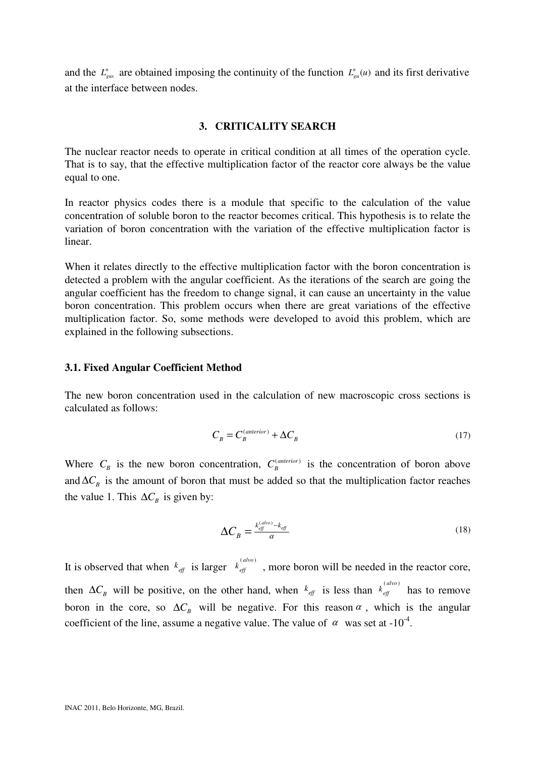and the $L_{gus}^{n}$ are obtained imposing the continuity of the function $L_{gu}^{n}(u)$ and its first derivative at the interface between nodes.

## 3. CRITICALITY SEARCH

The nuclear reactor needs to operate in critical condition at all times of the operation cycle. That is to say, that the effective multiplication factor of the reactor core always be the value equal to one.

In reactor physics codes there is a module that specific to the calculation of the value concentration of soluble boron to the reactor becomes critical. This hypothesis is to relate the variation of boron concentration with the variation of the effective multiplication factor is linear.

When it relates directly to the effective multiplication factor with the boron concentration is detected a problem with the angular coefficient. As the iterations of the search are going the angular coefficient has the freedom to change signal, it can cause an uncertainty in the value boron concentration. This problem occurs when there are great variations of the effective multiplication factor. So, some methods were developed to avoid this problem, which are explained in the following subsections.

### 3.1. Fixed Angular Coefficient Method

The new boron concentration used in the calculation of new macroscopic cross sections is calculated as follows:

$$C_B = C_B^{(anterior)} + \Delta C_B \tag{17}$$

Where $C_B$ is the new boron concentration, $C_B^{(anterior)}$ is the concentration of boron above and $\Delta C_B$ is the amount of boron that must be added so that the multiplication factor reaches the value 1. This $\Delta C_B$ is given by:

$$\Delta C_B = \frac{k_{eff}^{(alvo)} - k_{eff}}{\alpha} \tag{18}$$

It is observed that when $k_{eff}$ is larger $k_{eff}^{(alvo)}$, more boron will be needed in the reactor core, then $\Delta C_B$ will be positive, on the other hand, when $k_{eff}$ is less than $k_{eff}^{(alvo)}$ has to remove boron in the core, so $\Delta C_B$ will be negative. For this reason $\alpha$, which is the angular coefficient of the line, assume a negative value. The value of $\alpha$ was set at $-10^{-4}$.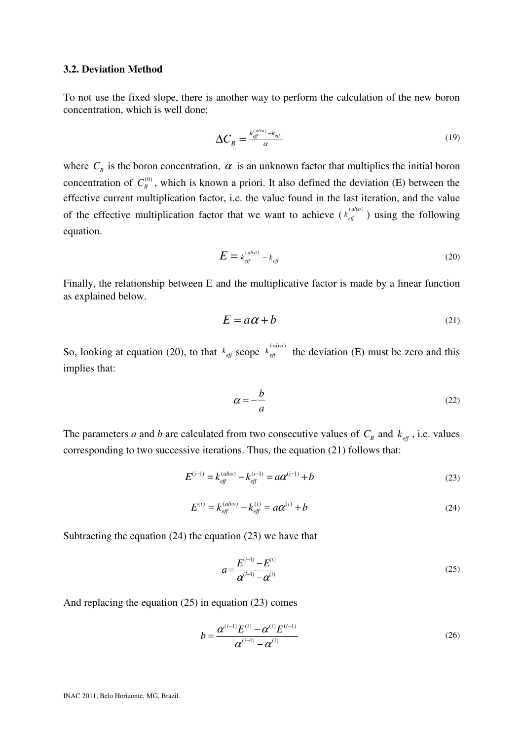### 3.2. Deviation Method

To not use the fixed slope, there is another way to perform the calculation of the new boron concentration, which is well done:

$$\Delta C_B = \frac{k_{eff}^{(alvo)} - k_{eff}}{\alpha} \tag{19}$$

where $C_B$ is the boron concentration, $\alpha$ is an unknown factor that multiplies the initial boron concentration of $C_B^{(0)}$, which is known a priori. It also defined the deviation (E) between the effective current multiplication factor, i.e. the value found in the last iteration, and the value of the effective multiplication factor that we want to achieve ($k_{eff}^{(alvo)}$) using the following equation.

$$E = k_{eff}^{(alvo)} - k_{eff} \tag{20}$$

Finally, the relationship between E and the multiplicative factor is made by a linear function as explained below.

$$E = a\alpha + b \tag{21}$$

So, looking at equation (20), to that $k_{eff}$ scope $k_{eff}^{(alvo)}$ the deviation (E) must be zero and this implies that:

$$\alpha = -\frac{b}{a} \tag{22}$$

The parameters *a* and *b* are calculated from two consecutive values of $C_B$ and $k_{eff}$, i.e. values corresponding to two successive iterations. Thus, the equation (21) follows that:

$$E^{(i-1)} = k_{eff}^{(alvo)} - k_{eff}^{(i-1)} = a\alpha^{(i-1)} + b \tag{23}$$

$$E^{(i)} = k_{eff}^{(alvo)} - k_{eff}^{(i)} = a\alpha^{(i)} + b \tag{24}$$

Subtracting the equation (24) the equation (23) we have that

$$a = \frac{E^{(i-1)} - E^{(i)}}{\alpha^{(i-1)} - \alpha^{(i)}} \tag{25}$$

And replacing the equation (25) in equation (23) comes

$$b = \frac{\alpha^{(i-1)}E^{(i)} - \alpha^{(i)}E^{(i-1)}}{\alpha^{(i-1)} - \alpha^{(i)}} \tag{26}$$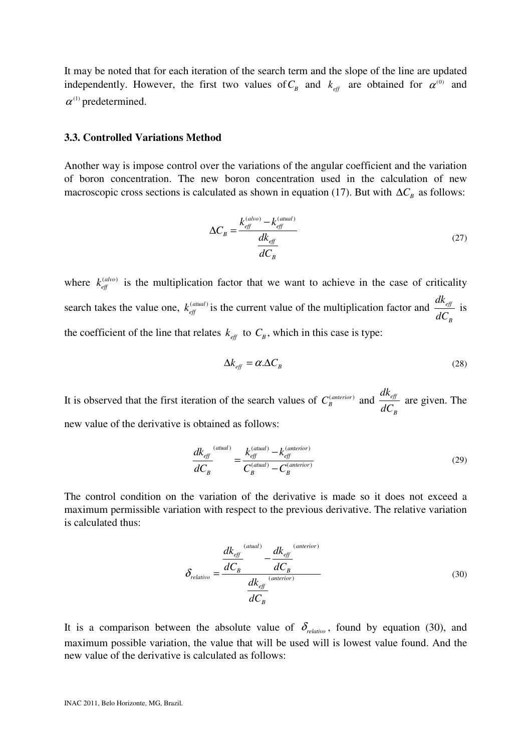It may be noted that for each iteration of the search term and the slope of the line are updated independently. However, the first two values of $C_B$ and $k_{eff}$ are obtained for $\alpha^{(0)}$ and $\alpha^{(1)}$ predetermined.

### 3.3. Controlled Variations Method

Another way is impose control over the variations of the angular coefficient and the variation of boron concentration. The new boron concentration used in the calculation of new macroscopic cross sections is calculated as shown in equation (17). But with $\Delta C_B$ as follows:

$$\Delta C_B = \frac{k_{eff}^{(alvo)} - k_{eff}^{(atual)}}{\dfrac{dk_{eff}}{dC_B}} \tag{27}$$

where $k_{eff}^{(alvo)}$ is the multiplication factor that we want to achieve in the case of criticality search takes the value one, $k_{eff}^{(atual)}$ is the current value of the multiplication factor and $\dfrac{dk_{eff}}{dC_B}$ is the coefficient of the line that relates $k_{eff}$ to $C_B$, which in this case is type:

$$\Delta k_{eff} = \alpha.\Delta C_B \tag{28}$$

It is observed that the first iteration of the search values of $C_B^{(anterior)}$ and $\dfrac{dk_{eff}}{dC_B}$ are given. The new value of the derivative is obtained as follows:

$$\frac{dk_{eff}}{dC_B}^{(atual)} = \frac{k_{eff}^{(atual)} - k_{eff}^{(anterior)}}{C_B^{(atual)} - C_B^{(anterior)}} \tag{29}$$

The control condition on the variation of the derivative is made so it does not exceed a maximum permissible variation with respect to the previous derivative. The relative variation is calculated thus:

$$\delta_{relativo} = \frac{\dfrac{dk_{eff}}{dC_B}^{(atual)} - \dfrac{dk_{eff}}{dC_B}^{(anterior)}}{\dfrac{dk_{eff}}{dC_B}^{(anterior)}} \tag{30}$$

It is a comparison between the absolute value of $\delta_{relativo}$, found by equation (30), and maximum possible variation, the value that will be used will is lowest value found. And the new value of the derivative is calculated as follows: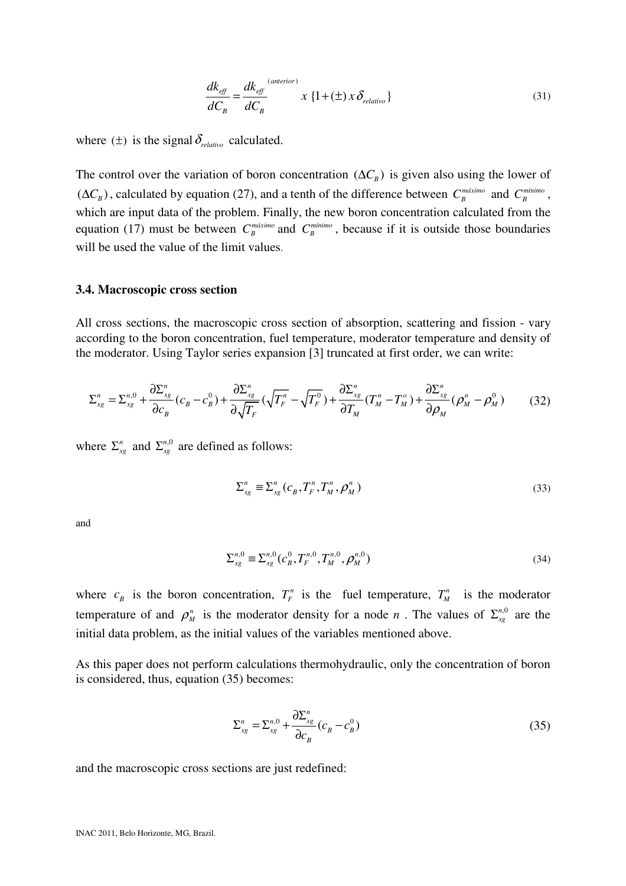$$\frac{dk_{eff}}{dC_B} = \frac{dk_{eff}}{dC_B}^{(anterior)} \; x \; \{1 + (\pm) \, x \, \delta_{relativo}\} \tag{31}$$

where $(\pm)$ is the signal $\delta_{relativo}$ calculated.

The control over the variation of boron concentration $(\Delta C_B)$ is given also using the lower of $(\Delta C_B)$, calculated by equation (27), and a tenth of the difference between $C_B^{máximo}$ and $C_B^{mínimo}$, which are input data of the problem. Finally, the new boron concentration calculated from the equation (17) must be between $C_B^{máximo}$ and $C_B^{mínimo}$, because if it is outside those boundaries will be used the value of the limit values.

### 3.4. Macroscopic cross section

All cross sections, the macroscopic cross section of absorption, scattering and fission - vary according to the boron concentration, fuel temperature, moderator temperature and density of the moderator. Using Taylor series expansion [3] truncated at first order, we can write:

$$\Sigma_{xg}^{n} = \Sigma_{xg}^{n,0} + \frac{\partial \Sigma_{xg}^{n}}{\partial c_B}(c_B - c_B^0) + \frac{\partial \Sigma_{xg}^{n}}{\partial \sqrt{T_F}}(\sqrt{T_F^n} - \sqrt{T_F^0}) + \frac{\partial \Sigma_{xg}^{n}}{\partial T_M}(T_M^n - T_M^o) + \frac{\partial \Sigma_{xg}^{n}}{\partial \rho_M}(\rho_M^n - \rho_M^0) \tag{32}$$

where $\Sigma_{xg}^{n}$ and $\Sigma_{xg}^{n,0}$ are defined as follows:

$$\Sigma_{xg}^{n} \equiv \Sigma_{xg}^{n}(c_B, T_F^n, T_M^n, \rho_M^n) \tag{33}$$

and

$$\Sigma_{xg}^{n,0} \equiv \Sigma_{xg}^{n,0}(c_B^0, T_F^{n,0}, T_M^{n,0}, \rho_M^{n,0}) \tag{34}$$

where $c_B$ is the boron concentration, $T_F^n$ is the fuel temperature, $T_M^n$ is the moderator temperature of and $\rho_M^n$ is the moderator density for a node $n$. The values of $\Sigma_{xg}^{n,0}$ are the initial data problem, as the initial values of the variables mentioned above.

As this paper does not perform calculations thermohydraulic, only the concentration of boron is considered, thus, equation (35) becomes:

$$\Sigma_{xg}^{n} = \Sigma_{xg}^{n,0} + \frac{\partial \Sigma_{xg}^{n}}{\partial c_B}(c_B - c_B^0) \tag{35}$$

and the macroscopic cross sections are just redefined: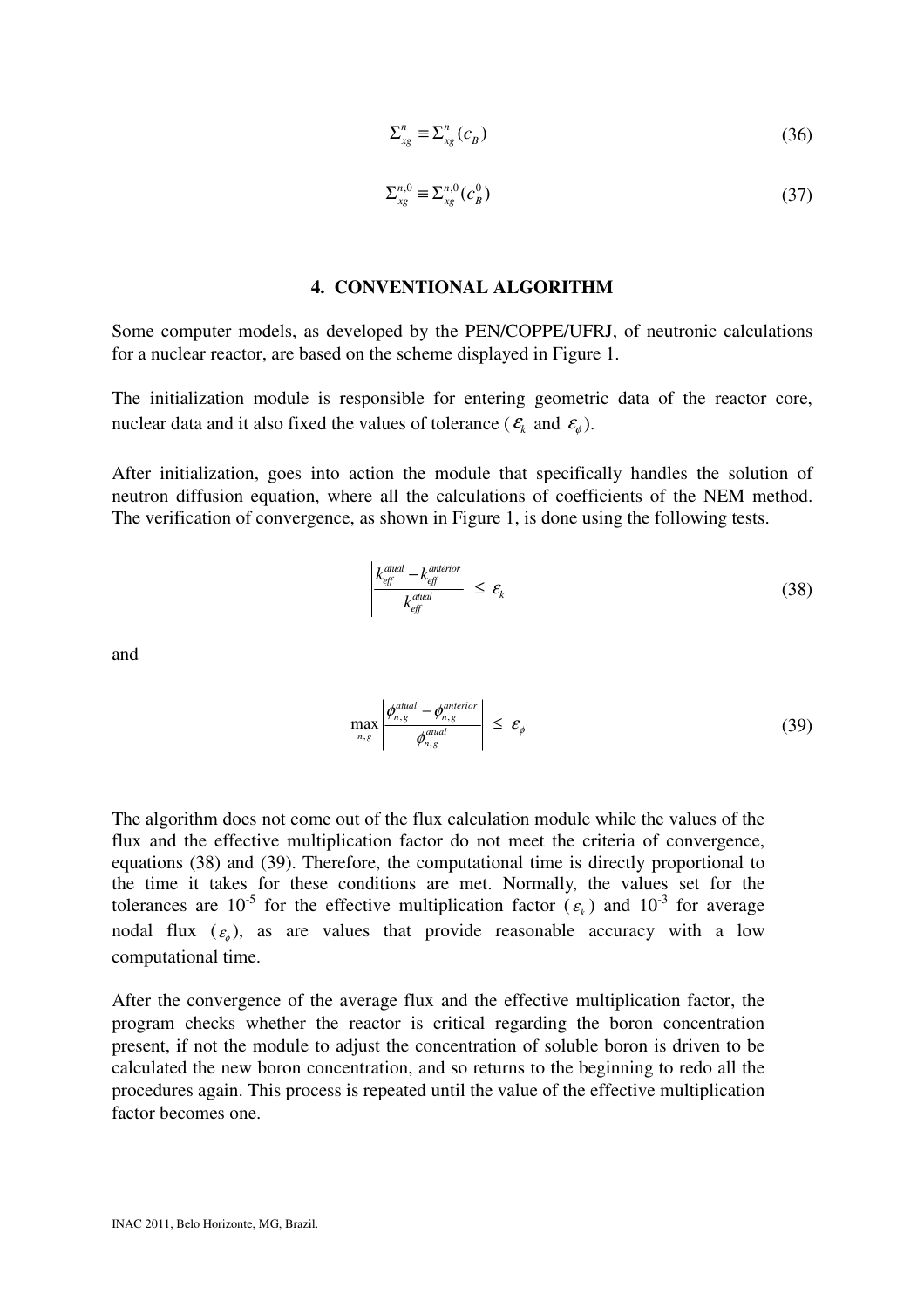$$\Sigma_{xg}^{n} \equiv \Sigma_{xg}^{n}(c_B) \tag{36}$$

$$\Sigma_{xg}^{n,0} \equiv \Sigma_{xg}^{n,0}(c_B^0) \tag{37}$$

## 4. CONVENTIONAL ALGORITHM

Some computer models, as developed by the PEN/COPPE/UFRJ, of neutronic calculations for a nuclear reactor, are based on the scheme displayed in Figure 1.

The initialization module is responsible for entering geometric data of the reactor core, nuclear data and it also fixed the values of tolerance ($\varepsilon_k$ and $\varepsilon_\phi$).

After initialization, goes into action the module that specifically handles the solution of neutron diffusion equation, where all the calculations of coefficients of the NEM method. The verification of convergence, as shown in Figure 1, is done using the following tests.

$$\left| \frac{k_{eff}^{atual} - k_{eff}^{anterior}}{k_{eff}^{atual}} \right| \leq \varepsilon_k \tag{38}$$

and

$$\max_{n,g} \left| \frac{\phi_{n,g}^{atual} - \phi_{n,g}^{anterior}}{\phi_{n,g}^{atual}} \right| \leq \varepsilon_\phi \tag{39}$$

The algorithm does not come out of the flux calculation module while the values of the flux and the effective multiplication factor do not meet the criteria of convergence, equations (38) and (39). Therefore, the computational time is directly proportional to the time it takes for these conditions are met. Normally, the values set for the tolerances are $10^{-5}$ for the effective multiplication factor ($\varepsilon_k$) and $10^{-3}$ for average nodal flux ($\varepsilon_\phi$), as are values that provide reasonable accuracy with a low computational time.

After the convergence of the average flux and the effective multiplication factor, the program checks whether the reactor is critical regarding the boron concentration present, if not the module to adjust the concentration of soluble boron is driven to be calculated the new boron concentration, and so returns to the beginning to redo all the procedures again. This process is repeated until the value of the effective multiplication factor becomes one.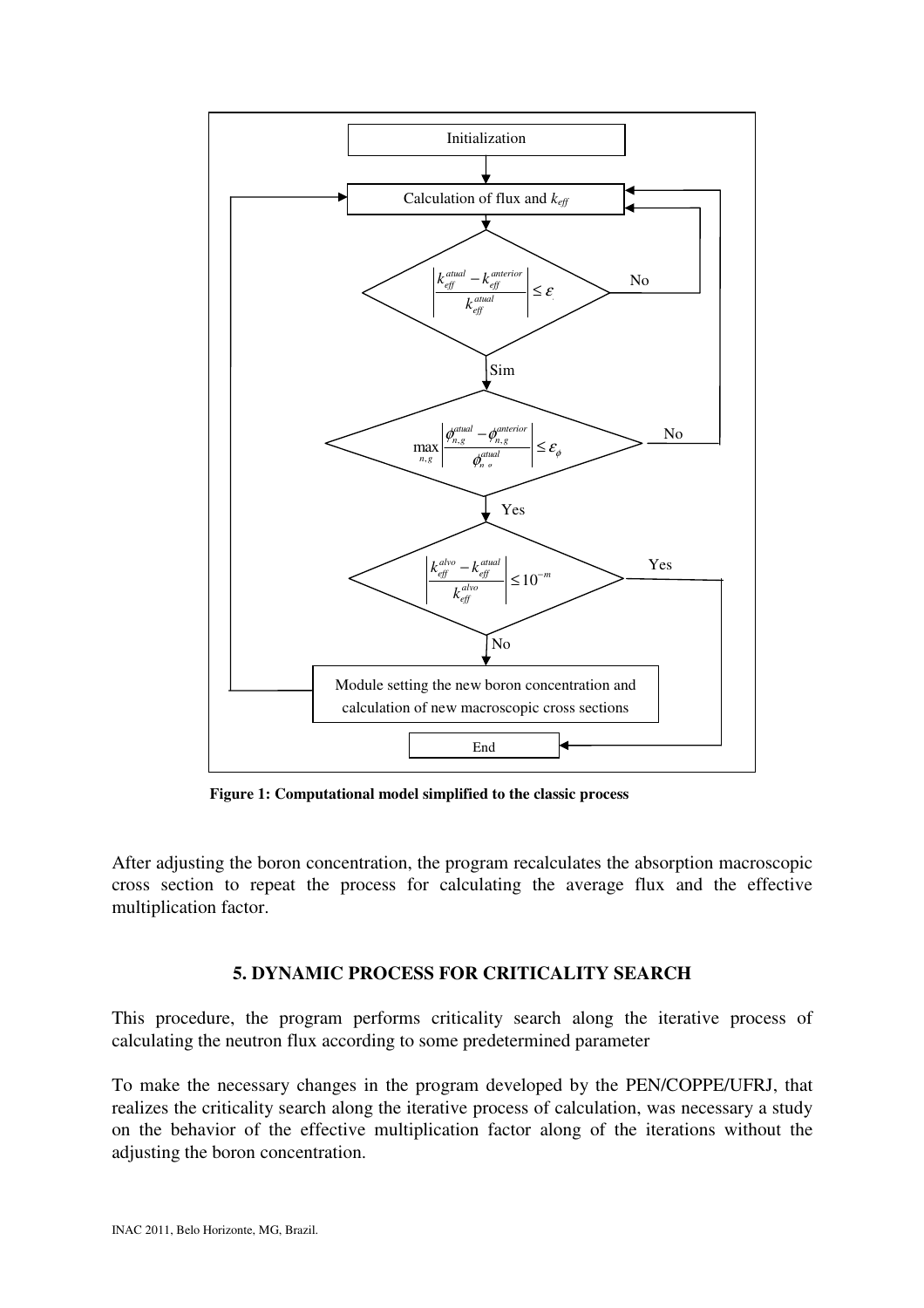Figure 1: Computational model simplified to the classic process

After adjusting the boron concentration, the program recalculates the absorption macroscopic cross section to repeat the process for calculating the average flux and the effective multiplication factor.

## 5. DYNAMIC PROCESS FOR CRITICALITY SEARCH

This procedure, the program performs criticality search along the iterative process of calculating the neutron flux according to some predetermined parameter

To make the necessary changes in the program developed by the PEN/COPPE/UFRJ, that realizes the criticality search along the iterative process of calculation, was necessary a study on the behavior of the effective multiplication factor along of the iterations without the adjusting the boron concentration.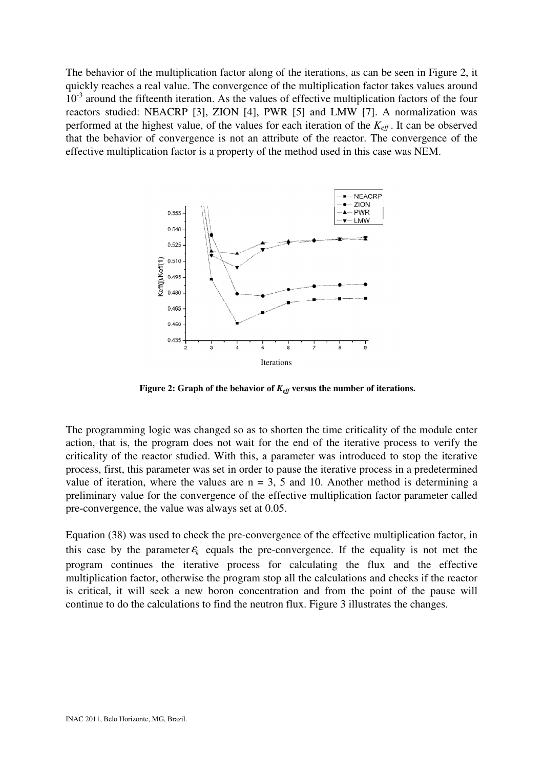The behavior of the multiplication factor along of the iterations, as can be seen in Figure 2, it quickly reaches a real value. The convergence of the multiplication factor takes values around $10^{-3}$ around the fifteenth iteration. As the values of effective multiplication factors of the four reactors studied: NEACRP [3], ZION [4], PWR [5] and LMW [7]. A normalization was performed at the highest value, of the values for each iteration of the $K_{eff}$. It can be observed that the behavior of convergence is not an attribute of the reactor. The convergence of the effective multiplication factor is a property of the method used in this case was NEM.

**Figure 2: Graph of the behavior of $K_{eff}$ versus the number of iterations.**

The programming logic was changed so as to shorten the time criticality of the module enter action, that is, the program does not wait for the end of the iterative process to verify the criticality of the reactor studied. With this, a parameter was introduced to stop the iterative process, first, this parameter was set in order to pause the iterative process in a predetermined value of iteration, where the values are n = 3, 5 and 10. Another method is determining a preliminary value for the convergence of the effective multiplication factor parameter called pre-convergence, the value was always set at 0.05.

Equation (38) was used to check the pre-convergence of the effective multiplication factor, in this case by the parameter $\varepsilon_k$ equals the pre-convergence. If the equality is not met the program continues the iterative process for calculating the flux and the effective multiplication factor, otherwise the program stop all the calculations and checks if the reactor is critical, it will seek a new boron concentration and from the point of the pause will continue to do the calculations to find the neutron flux. Figure 3 illustrates the changes.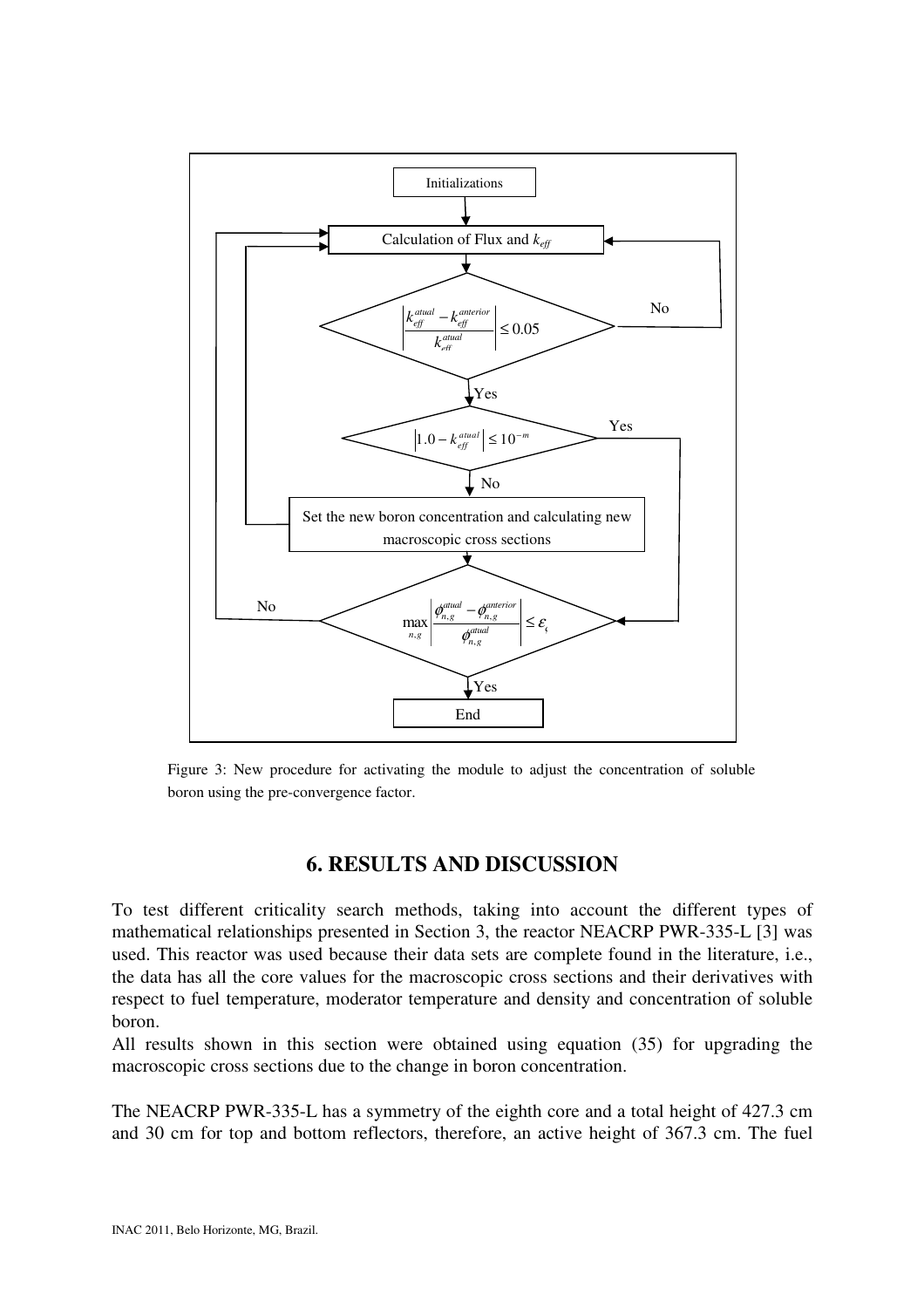Initializations

Calculation of Flux and $k_{eff}$

$$\left|\frac{k_{eff}^{atual} - k_{eff}^{anterior}}{k_{eff}^{atual}}\right| \leq 0.05$$

No / Yes

$$\left|1.0 - k_{eff}^{atual}\right| \leq 10^{-m}$$

Yes / No

Set the new boron concentration and calculating new macroscopic cross sections

$$\max_{n,g}\left|\frac{\phi_{n,g}^{atual} - \phi_{n,g}^{anterior}}{\phi_{n,g}^{atual}}\right| \leq \varepsilon_{\phi}$$

No / Yes

End

Figure 3: New procedure for activating the module to adjust the concentration of soluble boron using the pre-convergence factor.

## 6. RESULTS AND DISCUSSION

To test different criticality search methods, taking into account the different types of mathematical relationships presented in Section 3, the reactor NEACRP PWR-335-L [3] was used. This reactor was used because their data sets are complete found in the literature, i.e., the data has all the core values for the macroscopic cross sections and their derivatives with respect to fuel temperature, moderator temperature and density and concentration of soluble boron.

All results shown in this section were obtained using equation (35) for upgrading the macroscopic cross sections due to the change in boron concentration.

The NEACRP PWR-335-L has a symmetry of the eighth core and a total height of 427.3 cm and 30 cm for top and bottom reflectors, therefore, an active height of 367.3 cm. The fuel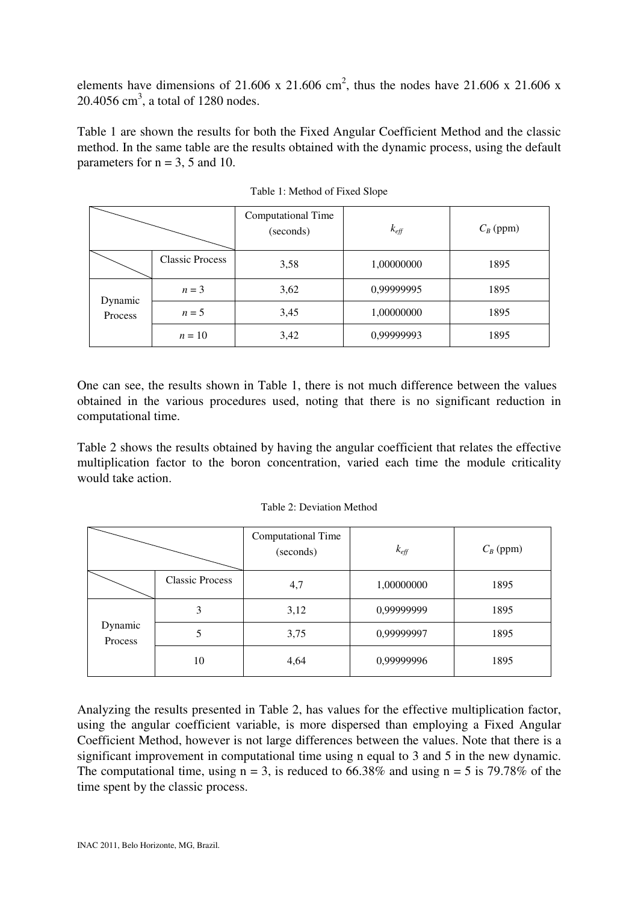elements have dimensions of 21.606 x 21.606 $cm^2$, thus the nodes have 21.606 x 21.606 x 20.4056 $cm^3$, a total of 1280 nodes.

Table 1 are shown the results for both the Fixed Angular Coefficient Method and the classic method. In the same table are the results obtained with the dynamic process, using the default parameters for n = 3, 5 and 10.

Table 1: Method of Fixed Slope

| | | Computational Time (seconds) | $k_{eff}$ | $C_B$ (ppm) |
|---|---|---|---|---|
| | Classic Process | 3,58 | 1,00000000 | 1895 |
| Dynamic Process | $n = 3$ | 3,62 | 0,99999995 | 1895 |
| | $n = 5$ | 3,45 | 1,00000000 | 1895 |
| | $n = 10$ | 3,42 | 0,99999993 | 1895 |

One can see, the results shown in Table 1, there is not much difference between the values obtained in the various procedures used, noting that there is no significant reduction in computational time.

Table 2 shows the results obtained by having the angular coefficient that relates the effective multiplication factor to the boron concentration, varied each time the module criticality would take action.

Table 2: Deviation Method

| | | Computational Time (seconds) | $k_{eff}$ | $C_B$ (ppm) |
|---|---|---|---|---|
| | Classic Process | 4,7 | 1,00000000 | 1895 |
| Dynamic Process | 3 | 3,12 | 0,99999999 | 1895 |
| | 5 | 3,75 | 0,99999997 | 1895 |
| | 10 | 4,64 | 0,99999996 | 1895 |

Analyzing the results presented in Table 2, has values for the effective multiplication factor, using the angular coefficient variable, is more dispersed than employing a Fixed Angular Coefficient Method, however is not large differences between the values. Note that there is a significant improvement in computational time using n equal to 3 and 5 in the new dynamic. The computational time, using n = 3, is reduced to 66.38% and using n = 5 is 79.78% of the time spent by the classic process.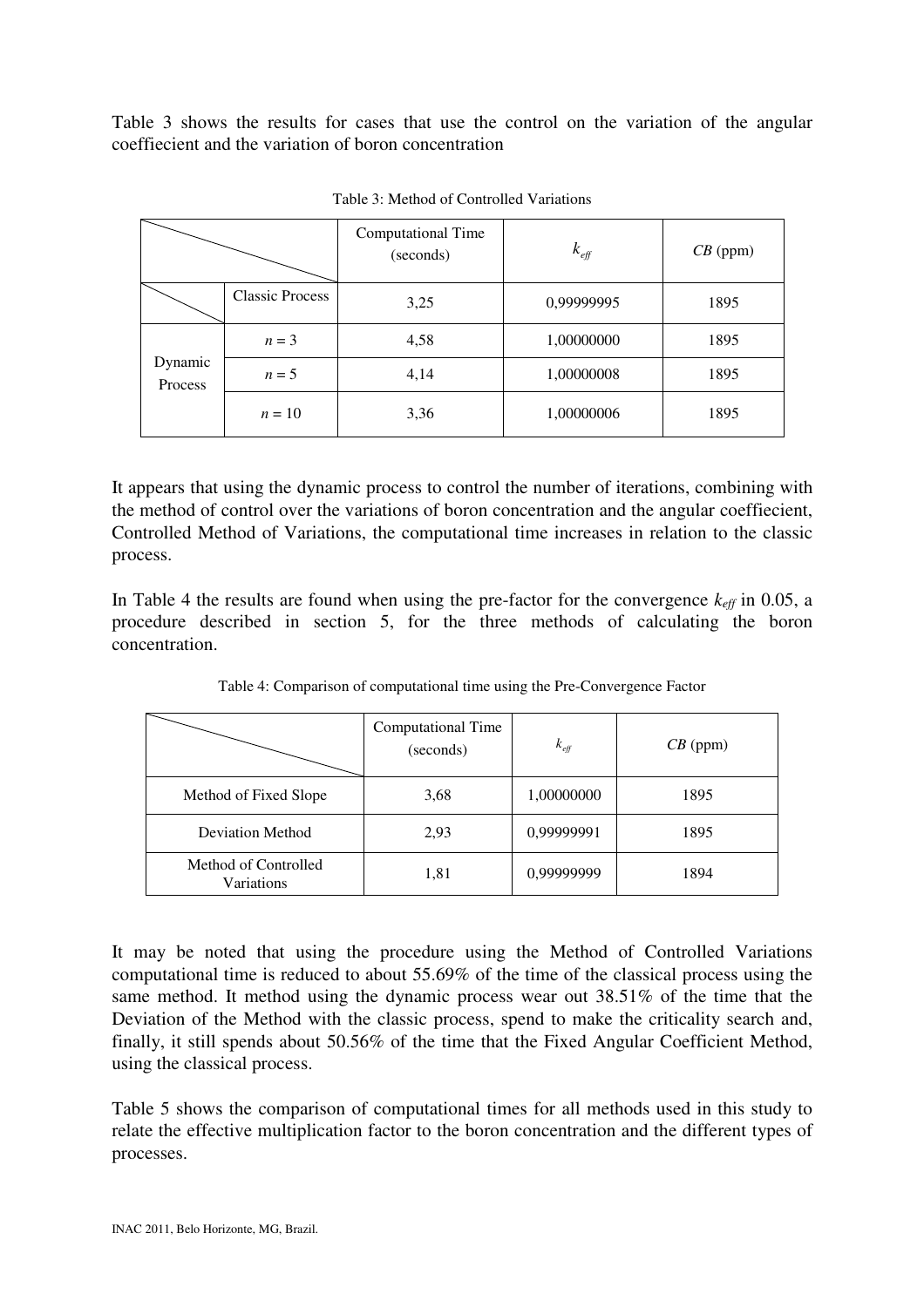Table 3 shows the results for cases that use the control on the variation of the angular coeffiecient and the variation of boron concentration

Table 3: Method of Controlled Variations

| | | Computational Time (seconds) | $k_{eff}$ | $CB$ (ppm) |
|---|---|---|---|---|
| | Classic Process | 3,25 | 0,99999995 | 1895 |
| Dynamic Process | $n = 3$ | 4,58 | 1,00000000 | 1895 |
| | $n = 5$ | 4,14 | 1,00000008 | 1895 |
| | $n = 10$ | 3,36 | 1,00000006 | 1895 |

It appears that using the dynamic process to control the number of iterations, combining with the method of control over the variations of boron concentration and the angular coeffiecient, Controlled Method of Variations, the computational time increases in relation to the classic process.

In Table 4 the results are found when using the pre-factor for the convergence $k_{eff}$ in 0.05, a procedure described in section 5, for the three methods of calculating the boron concentration.

Table 4: Comparison of computational time using the Pre-Convergence Factor

| | Computational Time (seconds) | $k_{eff}$ | $CB$ (ppm) |
|---|---|---|---|
| Method of Fixed Slope | 3,68 | 1,00000000 | 1895 |
| Deviation Method | 2,93 | 0,99999991 | 1895 |
| Method of Controlled Variations | 1,81 | 0,99999999 | 1894 |

It may be noted that using the procedure using the Method of Controlled Variations computational time is reduced to about 55.69% of the time of the classical process using the same method. It method using the dynamic process wear out 38.51% of the time that the Deviation of the Method with the classic process, spend to make the criticality search and, finally, it still spends about 50.56% of the time that the Fixed Angular Coefficient Method, using the classical process.

Table 5 shows the comparison of computational times for all methods used in this study to relate the effective multiplication factor to the boron concentration and the different types of processes.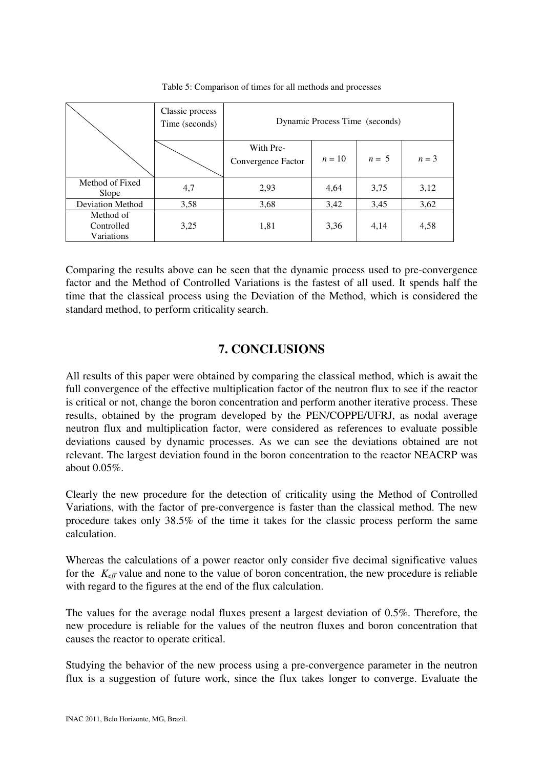Table 5: Comparison of times for all methods and processes

| | Classic process Time (seconds) | Dynamic Process Time (seconds) | | | |
|---|---|---|---|---|---|
| | | With Pre-Convergence Factor | $n = 10$ | $n = 5$ | $n = 3$ |
| Method of Fixed Slope | 4,7 | 2,93 | 4,64 | 3,75 | 3,12 |
| Deviation Method | 3,58 | 3,68 | 3,42 | 3,45 | 3,62 |
| Method of Controlled Variations | 3,25 | 1,81 | 3,36 | 4,14 | 4,58 |

Comparing the results above can be seen that the dynamic process used to pre-convergence factor and the Method of Controlled Variations is the fastest of all used. It spends half the time that the classical process using the Deviation of the Method, which is considered the standard method, to perform criticality search.

## 7. CONCLUSIONS

All results of this paper were obtained by comparing the classical method, which is await the full convergence of the effective multiplication factor of the neutron flux to see if the reactor is critical or not, change the boron concentration and perform another iterative process. These results, obtained by the program developed by the PEN/COPPE/UFRJ, as nodal average neutron flux and multiplication factor, were considered as references to evaluate possible deviations caused by dynamic processes. As we can see the deviations obtained are not relevant. The largest deviation found in the boron concentration to the reactor NEACRP was about 0.05%.

Clearly the new procedure for the detection of criticality using the Method of Controlled Variations, with the factor of pre-convergence is faster than the classical method. The new procedure takes only 38.5% of the time it takes for the classic process perform the same calculation.

Whereas the calculations of a power reactor only consider five decimal significative values for the $K_{eff}$ value and none to the value of boron concentration, the new procedure is reliable with regard to the figures at the end of the flux calculation.

The values for the average nodal fluxes present a largest deviation of 0.5%. Therefore, the new procedure is reliable for the values of the neutron fluxes and boron concentration that causes the reactor to operate critical.

Studying the behavior of the new process using a pre-convergence parameter in the neutron flux is a suggestion of future work, since the flux takes longer to converge. Evaluate the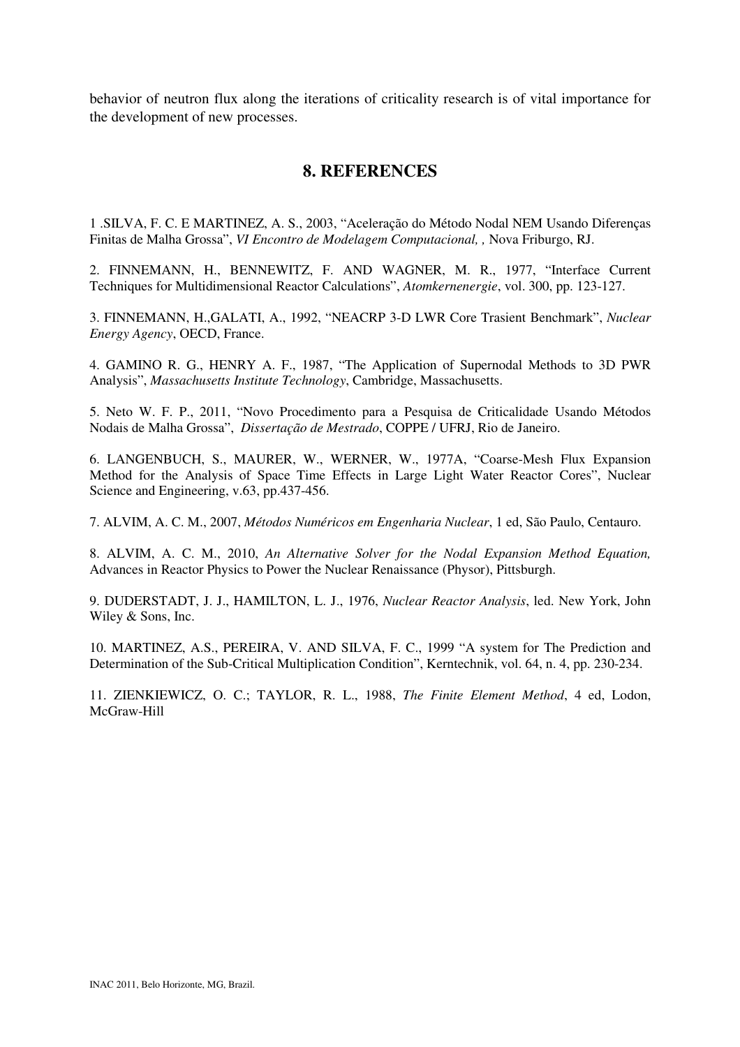behavior of neutron flux along the iterations of criticality research is of vital importance for the development of new processes.

## 8. REFERENCES

1 .SILVA, F. C. E MARTINEZ, A. S., 2003, “Aceleração do Método Nodal NEM Usando Diferenças Finitas de Malha Grossa”, *VI Encontro de Modelagem Computacional, ,* Nova Friburgo, RJ.

2. FINNEMANN, H., BENNEWITZ, F. AND WAGNER, M. R., 1977, “Interface Current Techniques for Multidimensional Reactor Calculations”, *Atomkernenergie*, vol. 300, pp. 123-127.

3. FINNEMANN, H.,GALATI, A., 1992, “NEACRP 3-D LWR Core Trasient Benchmark”, *Nuclear Energy Agency*, OECD, France.

4. GAMINO R. G., HENRY A. F., 1987, “The Application of Supernodal Methods to 3D PWR Analysis”, *Massachusetts Institute Technology*, Cambridge, Massachusetts.

5. Neto W. F. P., 2011, “Novo Procedimento para a Pesquisa de Criticalidade Usando Métodos Nodais de Malha Grossa”, *Dissertação de Mestrado*, COPPE / UFRJ, Rio de Janeiro.

6. LANGENBUCH, S., MAURER, W., WERNER, W., 1977A, “Coarse-Mesh Flux Expansion Method for the Analysis of Space Time Effects in Large Light Water Reactor Cores”, Nuclear Science and Engineering, v.63, pp.437-456.

7. ALVIM, A. C. M., 2007, *Métodos Numéricos em Engenharia Nuclear*, 1 ed, São Paulo, Centauro.

8. ALVIM, A. C. M., 2010, *An Alternative Solver for the Nodal Expansion Method Equation,* Advances in Reactor Physics to Power the Nuclear Renaissance (Physor), Pittsburgh.

9. DUDERSTADT, J. J., HAMILTON, L. J., 1976, *Nuclear Reactor Analysis*, led. New York, John Wiley & Sons, Inc.

10. MARTINEZ, A.S., PEREIRA, V. AND SILVA, F. C., 1999 “A system for The Prediction and Determination of the Sub-Critical Multiplication Condition”, Kerntechnik, vol. 64, n. 4, pp. 230-234.

11. ZIENKIEWICZ, O. C.; TAYLOR, R. L., 1988, *The Finite Element Method*, 4 ed, Lodon, McGraw-Hill